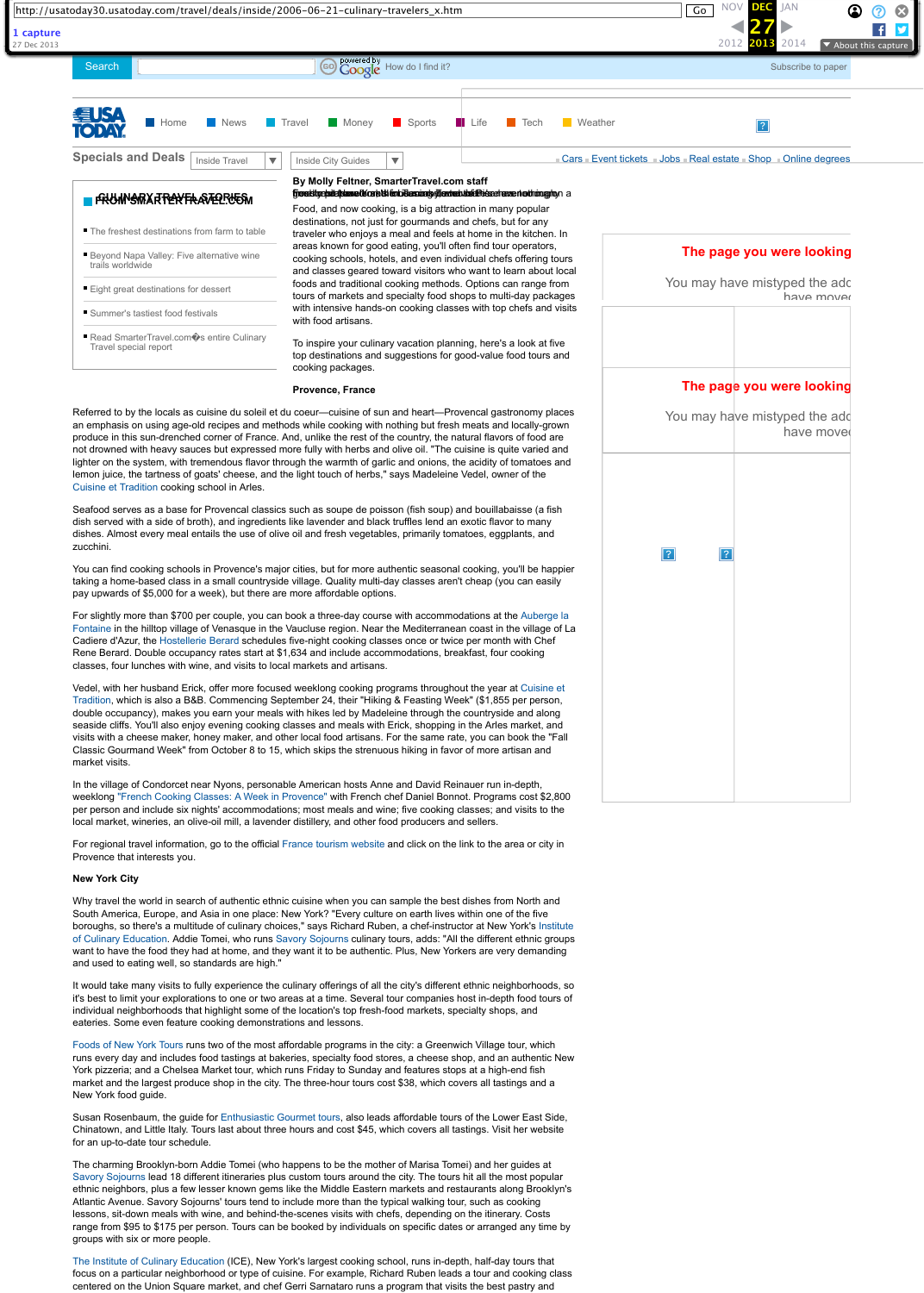By Molly Feltner, SmarterTravel.com staff

Food, and now cooking, is a big attraction in many popular destinations, not just for gourmands and chefs, but for any traveler who enjoys a meal and feels at home in the kitchen. In areas known for good eating, you'll often find tour operators, cooking schools, hotels, and even individual chefs offering tours and classes geared toward visitors who want to learn about local foods and traditional cooking methods. Options can range from tours of markets and specialty food shops to multi-day packages with intensive hands-on cooking classes with top chefs and visits with food artisans.

To inspire your culinary vacation planning, here's a look at five top destinations and suggestions for good-value food tours and cooking packages.

**Provence, France**

Referred to by the locals as cuisine du soleil et du coeur—cuisine of sun and heart—Provencal gastronomy places an emphasis on using age-old recipes and methods while cooking with nothing but fresh meats and locally-grown produce in this sun-drenched corner of France. And, unlike the rest of the country, the natural flavors of food are not drowned with heavy sauces but expressed more fully with herbs and olive oil. "The cuisine is quite varied and lighter on the system, with tremendous flavor through the warmth of garlic and onions, the acidity of tomatoes and lemon juice, the tartness of goats' cheese, and the light touch of herbs," says Madeleine Vedel, owner of the Cuisine et Tradition cooking school in Arles.

Seafood serves as a base for Provencal classics such as soupe de poisson (fish soup) and bouillabaisse (a fish dish served with a side of broth), and ingredients like lavender and black truffles lend an exotic flavor to many dishes. Almost every meal entails the use of olive oil and fresh vegetables, primarily tomatoes, eggplants, and zucchini.

You can find cooking schools in Provence's major cities, but for more authentic seasonal cooking, you'll be happier taking a home-based class in a small countryside village. Quality multi-day classes aren't cheap (you can easily pay upwards of $5,000 for a week), but there are more affordable options.

For slightly more than $700 per couple, you can book a three-day course with accommodations at the Auberge la Fontaine in the hilltop village of Venasque in the Vaucluse region. Near the Mediterranean coast in the village of La Cadiere d'Azur, the Hostellerie Berard schedules five-night cooking classes once or twice per month with Chef Rene Berard. Double occupancy rates start at $1,634 and include accommodations, breakfast, four cooking classes, four lunches with wine, and visits to local markets and artisans.

Vedel, with her husband Erick, offer more focused weeklong cooking programs throughout the year at Cuisine et Tradition, which is also a B&B. Commencing September 24, their "Hiking & Feasting Week" ($1,855 per person, double occupancy), makes you earn your meals with hikes led by Madeleine through the countryside and along seaside cliffs. You'll also enjoy evening cooking classes and meals with Erick, shopping in the Arles market, and visits with a cheese maker, honey maker, and other local food artisans. For the same rate, you can book the "Fall Classic Gourmand Week" from October 8 to 15, which skips the strenuous hiking in favor of more artisan and market visits.

In the village of Condorcet near Nyons, personable American hosts Anne and David Reinauer run in-depth, weeklong "French Cooking Classes: A Week in Provence" with French chef Daniel Bonnot. Programs cost $2,800 per person and include six nights' accommodations; most meals and wine; five cooking classes; and visits to the local market, wineries, an olive-oil mill, a lavender distillery, and other food producers and sellers.

For regional travel information, go to the official France tourism website and click on the link to the area or city in Provence that interests you.

**New York City**

Why travel the world in search of authentic ethnic cuisine when you can sample the best dishes from North and South America, Europe, and Asia in one place: New York? "Every culture on earth lives within one of the five boroughs, so there's a multitude of culinary choices," says Richard Ruben, a chef-instructor at New York's Institute of Culinary Education. Addie Tomei, who runs Savory Sojourns culinary tours, adds: "All the different ethnic groups want to have the food they had at home, and they want it to be authentic. Plus, New Yorkers are very demanding and used to eating well, so standards are high."

It would take many visits to fully experience the culinary offerings of all the city's different ethnic neighborhoods, so it's best to limit your explorations to one or two areas at a time. Several tour companies host in-depth food tours of individual neighborhoods that highlight some of the location's top fresh-food markets, specialty shops, and eateries. Some even feature cooking demonstrations and lessons.

Foods of New York Tours runs two of the most affordable programs in the city: a Greenwich Village tour, which runs every day and includes food tastings at bakeries, specialty food stores, a cheese shop, and an authentic New York pizzeria; and a Chelsea Market tour, which runs Friday to Sunday and features stops at a high-end fish market and the largest produce shop in the city. The three-hour tours cost $38, which covers all tastings and a New York food guide.

Susan Rosenbaum, the guide for Enthusiastic Gourmet tours, also leads affordable tours of the Lower East Side, Chinatown, and Little Italy. Tours last about three hours and cost $45, which covers all tastings. Visit her website for an up-to-date tour schedule.

The charming Brooklyn-born Addie Tomei (who happens to be the mother of Marisa Tomei) and her guides at Savory Sojourns lead 18 different itineraries plus custom tours around the city. The tours hit all the most popular ethnic neighbors, plus a few lesser known gems like the Middle Eastern markets and restaurants along Brooklyn's Atlantic Avenue. Savory Sojourns' tours tend to include more than the typical walking tour, such as cooking lessons, sit-down meals with wine, and behind-the-scenes visits with chefs, depending on the itinerary. Costs range from $95 to $175 per person. Tours can be booked by individuals on specific dates or arranged any time by groups with six or more people.

The Institute of Culinary Education (ICE), New York's largest cooking school, runs in-depth, half-day tours that focus on a particular neighborhood or type of cuisine. For example, Richard Ruben leads a tour and cooking class centered on the Union Square market, and chef Gerri Sarnataro runs a program that visits the best pastry and

**CULINARY TRAVEL STORIES FROM SMARTERTRAVEL.COM**

- The freshest destinations from farm to table
- Beyond Napa Valley: Five alternative wine trails worldwide
- Eight great destinations for dessert
- Summer's tastiest food festivals
- Read SmarterTravel.com�s entire Culinary Travel special report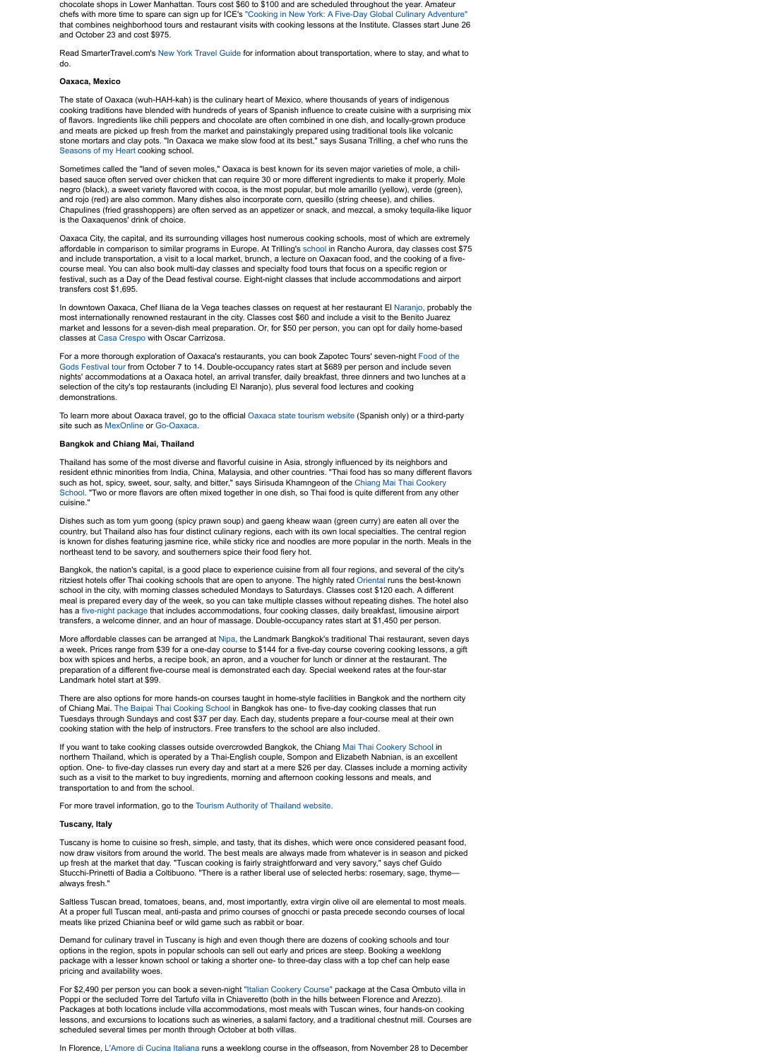chocolate shops in Lower Manhattan. Tours cost $60 to $100 and are scheduled throughout the year. Amateur chefs with more time to spare can sign up for ICE's "Cooking in New York: A Five-Day Global Culinary Adventure" that combines neighborhood tours and restaurant visits with cooking lessons at the Institute. Classes start June 26 and October 23 and cost $975.

Read SmarterTravel.com's New York Travel Guide for information about transportation, where to stay, and what to do.

**Oaxaca, Mexico**

The state of Oaxaca (wuh-HAH-kah) is the culinary heart of Mexico, where thousands of years of indigenous cooking traditions have blended with hundreds of years of Spanish influence to create cuisine with a surprising mix of flavors. Ingredients like chili peppers and chocolate are often combined in one dish, and locally-grown produce and meats are picked up fresh from the market and painstakingly prepared using traditional tools like volcanic stone mortars and clay pots. "In Oaxaca we make slow food at its best," says Susana Trilling, a chef who runs the Seasons of my Heart cooking school.

Sometimes called the "land of seven moles," Oaxaca is best known for its seven major varieties of mole, a chili-based sauce often served over chicken that can require 30 or more different ingredients to make it properly. Mole negro (black), a sweet variety flavored with cocoa, is the most popular, but mole amarillo (yellow), verde (green), and rojo (red) are also common. Many dishes also incorporate corn, quesillo (string cheese), and chilies. Chapulines (fried grasshoppers) are often served as an appetizer or snack, and mezcal, a smoky tequila-like liquor is the Oaxaquenos' drink of choice.

Oaxaca City, the capital, and its surrounding villages host numerous cooking schools, most of which are extremely affordable in comparison to similar programs in Europe. At Trilling's school in Rancho Aurora, day classes cost $75 and include transportation, a visit to a local market, brunch, a lecture on Oaxacan food, and the cooking of a five-course meal. You can also book multi-day classes and specialty food tours that focus on a specific region or festival, such as a Day of the Dead festival course. Eight-night classes that include accommodations and airport transfers cost $1,695.

In downtown Oaxaca, Chef Iliana de la Vega teaches classes on request at her restaurant El Naranjo, probably the most internationally renowned restaurant in the city. Classes cost $60 and include a visit to the Benito Juarez market and lessons for a seven-dish meal preparation. Or, for $50 per person, you can opt for daily home-based classes at Casa Crespo with Oscar Carrizosa.

For a more thorough exploration of Oaxaca's restaurants, you can book Zapotec Tours' seven-night Food of the Gods Festival tour from October 7 to 14. Double-occupancy rates start at $689 per person and include seven nights' accommodations at a Oaxaca hotel, an arrival transfer, daily breakfast, three dinners and two lunches at a selection of the city's top restaurants (including El Naranjo), plus several food lectures and cooking demonstrations.

To learn more about Oaxaca travel, go to the official Oaxaca state tourism website (Spanish only) or a third-party site such as MexOnline or Go-Oaxaca.

**Bangkok and Chiang Mai, Thailand**

Thailand has some of the most diverse and flavorful cuisine in Asia, strongly influenced by its neighbors and resident ethnic minorities from India, China, Malaysia, and other countries. "Thai food has so many different flavors such as hot, spicy, sweet, sour, salty, and bitter," says Sirisuda Khamngeon of the Chiang Mai Thai Cookery School. "Two or more flavors are often mixed together in one dish, so Thai food is quite different from any other cuisine."

Dishes such as tom yum goong (spicy prawn soup) and gaeng kheaw waan (green curry) are eaten all over the country, but Thailand also has four distinct culinary regions, each with its own local specialties. The central region is known for dishes featuring jasmine rice, while sticky rice and noodles are more popular in the north. Meals in the northeast tend to be savory, and southerners spice their food fiery hot.

Bangkok, the nation's capital, is a good place to experience cuisine from all four regions, and several of the city's ritziest hotels offer Thai cooking schools that are open to anyone. The highly rated Oriental runs the best-known school in the city, with morning classes scheduled Mondays to Saturdays. Classes cost $120 each. A different meal is prepared every day of the week, so you can take multiple classes without repeating dishes. The hotel also has a five-night package that includes accommodations, four cooking classes, daily breakfast, limousine airport transfers, a welcome dinner, and an hour of massage. Double-occupancy rates start at $1,450 per person.

More affordable classes can be arranged at Nipa, the Landmark Bangkok's traditional Thai restaurant, seven days a week. Prices range from $39 for a one-day course to $144 for a five-day course covering cooking lessons, a gift box with spices and herbs, a recipe book, an apron, and a voucher for lunch or dinner at the restaurant. The preparation of a different five-course meal is demonstrated each day. Special weekend rates at the four-star Landmark hotel start at $99.

There are also options for more hands-on courses taught in home-style facilities in Bangkok and the northern city of Chiang Mai. The Baipai Thai Cooking School in Bangkok has one- to five-day cooking classes that run Tuesdays through Sundays and cost $37 per day. Each day, students prepare a four-course meal at their own cooking station with the help of instructors. Free transfers to the school are also included.

If you want to take cooking classes outside overcrowded Bangkok, the Chiang Mai Thai Cookery School in northern Thailand, which is operated by a Thai-English couple, Sompon and Elizabeth Nabnian, is an excellent option. One- to five-day classes run every day and start at a mere $26 per day. Classes include a morning activity such as a visit to the market to buy ingredients, morning and afternoon cooking lessons and meals, and transportation to and from the school.

For more travel information, go to the Tourism Authority of Thailand website.

**Tuscany, Italy**

Tuscany is home to cuisine so fresh, simple, and tasty, that its dishes, which were once considered peasant food, now draw visitors from around the world. The best meals are always made from whatever is in season and picked up fresh at the market that day. "Tuscan cooking is fairly straightforward and very savory," says chef Guido Stucchi-Prinetti of Badia a Coltibuono. "There is a rather liberal use of selected herbs: rosemary, sage, thyme—always fresh."

Saltless Tuscan bread, tomatoes, beans, and, most importantly, extra virgin olive oil are elemental to most meals. At a proper full Tuscan meal, anti-pasta and primo courses of gnocchi or pasta precede secondo courses of local meats like prized Chianina beef or wild game such as rabbit or boar.

Demand for culinary travel in Tuscany is high and even though there are dozens of cooking schools and tour options in the region, spots in popular schools can sell out early and prices are steep. Booking a weeklong package with a lesser known school or taking a shorter one- to three-day class with a top chef can help ease pricing and availability woes.

For $2,490 per person you can book a seven-night "Italian Cookery Course" package at the Casa Ombuto villa in Poppi or the secluded Torre del Tartufo villa in Chiaveretto (both in the hills between Florence and Arezzo). Packages at both locations include villa accommodations, most meals with Tuscan wines, four hands-on cooking lessons, and excursions to locations such as wineries, a salami factory, and a traditional chestnut mill. Courses are scheduled several times per month through October at both villas.

In Florence, L'Amore di Cucina Italiana runs a weeklong course in the offseason, from November 28 to December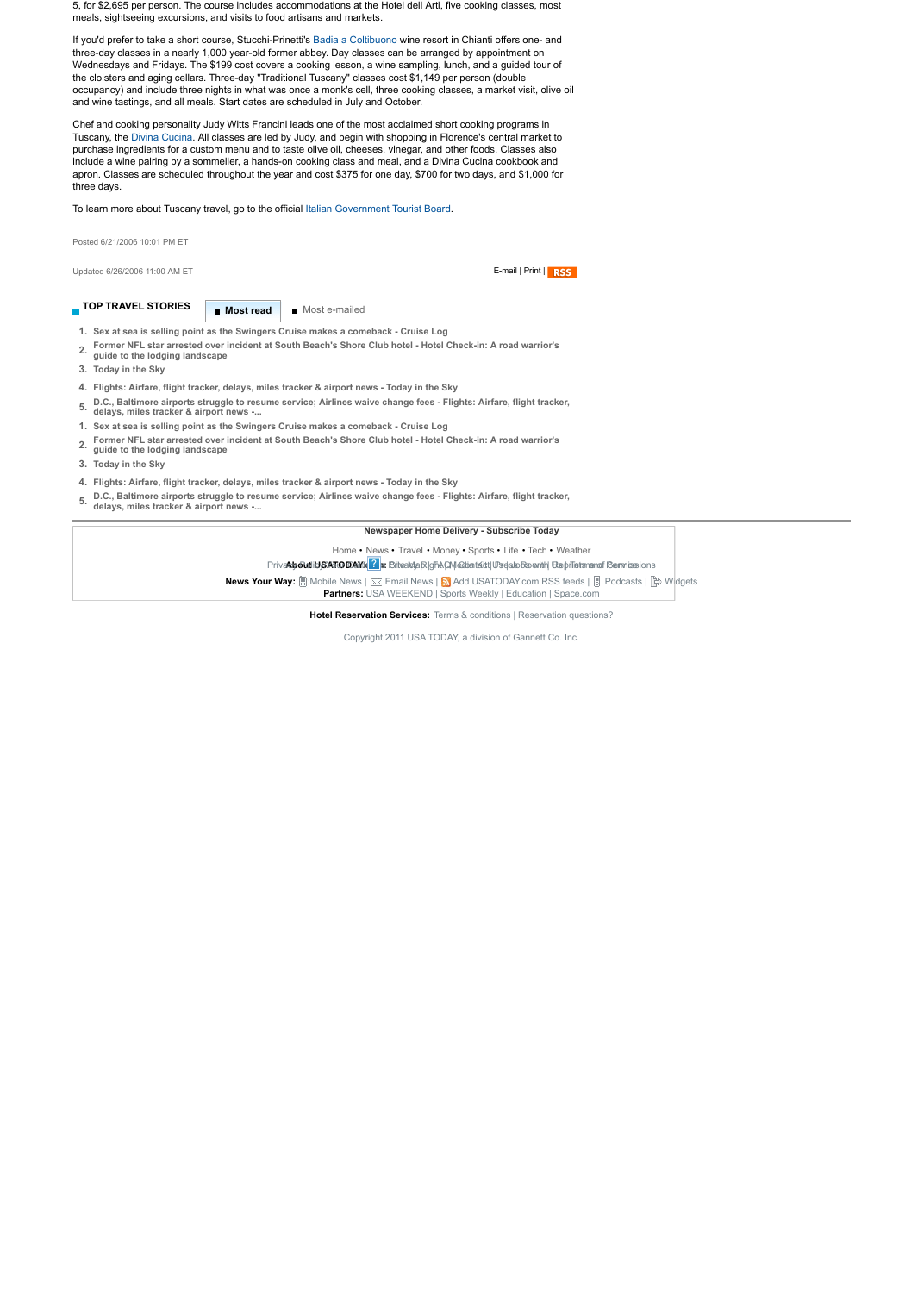5, for $2,695 per person. The course includes accommodations at the Hotel dell Arti, five cooking classes, most meals, sightseeing excursions, and visits to food artisans and markets.

If you'd prefer to take a short course, Stucchi-Prinetti's Badia a Coltibuono wine resort in Chianti offers one- and three-day classes in a nearly 1,000 year-old former abbey. Day classes can be arranged by appointment on Wednesdays and Fridays. The $199 cost covers a cooking lesson, a wine sampling, lunch, and a guided tour of the cloisters and aging cellars. Three-day "Traditional Tuscany" classes cost $1,149 per person (double occupancy) and include three nights in what was once a monk's cell, three cooking classes, a market visit, olive oil and wine tastings, and all meals. Start dates are scheduled in July and October.

Chef and cooking personality Judy Witts Francini leads one of the most acclaimed short cooking programs in Tuscany, the Divina Cucina. All classes are led by Judy, and begin with shopping in Florence's central market to purchase ingredients for a custom menu and to taste olive oil, cheeses, vinegar, and other foods. Classes also include a wine pairing by a sommelier, a hands-on cooking class and meal, and a Divina Cucina cookbook and apron. Classes are scheduled throughout the year and cost $375 for one day, $700 for two days, and $1,000 for three days.

To learn more about Tuscany travel, go to the official Italian Government Tourist Board.

Posted 6/21/2006 10:01 PM ET

Updated 6/26/2006 11:00 AM ET

E-mail | Print | RSS

**TOP TRAVEL STORIES** | **Most read** | Most e-mailed

1. **Sex at sea is selling point as the Swingers Cruise makes a comeback - Cruise Log**
2. **Former NFL star arrested over incident at South Beach's Shore Club hotel - Hotel Check-in: A road warrior's guide to the lodging landscape**
3. **Today in the Sky**
4. **Flights: Airfare, flight tracker, delays, miles tracker & airport news - Today in the Sky**
5. **D.C., Baltimore airports struggle to resume service; Airlines waive change fees - Flights: Airfare, flight tracker, delays, miles tracker & airport news -...**

1. **Sex at sea is selling point as the Swingers Cruise makes a comeback - Cruise Log**
2. **Former NFL star arrested over incident at South Beach's Shore Club hotel - Hotel Check-in: A road warrior's guide to the lodging landscape**
3. **Today in the Sky**
4. **Flights: Airfare, flight tracker, delays, miles tracker & airport news - Today in the Sky**
5. **D.C., Baltimore airports struggle to resume service; Airlines waive change fees - Flights: Airfare, flight tracker, delays, miles tracker & airport news -...**

**Newspaper Home Delivery - Subscribe Today**

Home • News • Travel • Money • Sports • Life • Tech • Weather

**About USATODAY.com:** Site Map | FAQ | Contact Us | Jobs with Us | Terms of Service | Privacy Policy/Your California Privacy Right | Media Kit | Press Room | Reprints and Permissions

**News Your Way:** Mobile News | Email News | Add USATODAY.com RSS feeds | Podcasts | Widgets

**Partners:** USA WEEKEND | Sports Weekly | Education | Space.com

**Hotel Reservation Services:** Terms & conditions | Reservation questions?

Copyright 2011 USA TODAY, a division of Gannett Co. Inc.